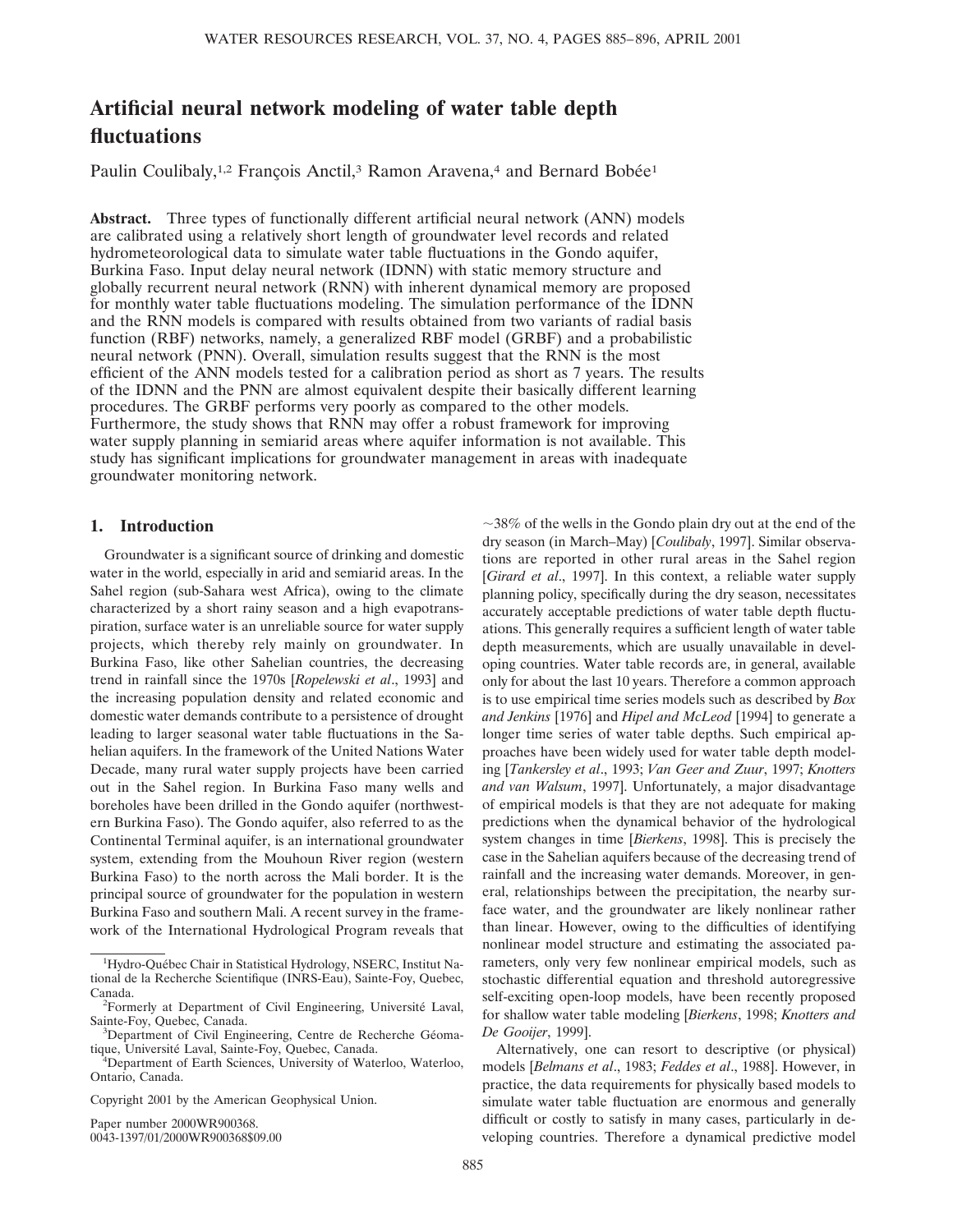# Artificial neural network modeling of water table depth fluctuations

Paulin Coulibaly,[1,2] François Anctil,[3] Ramon Aravena,[4] and Bernard Bobée[1]

**Abstract.** Three types of functionally different artificial neural network (ANN) models are calibrated using a relatively short length of groundwater level records and related hydrometeorological data to simulate water table fluctuations in the Gondo aquifer, Burkina Faso. Input delay neural network (IDNN) with static memory structure and globally recurrent neural network (RNN) with inherent dynamical memory are proposed for monthly water table fluctuations modeling. The simulation performance of the IDNN and the RNN models is compared with results obtained from two variants of radial basis function (RBF) networks, namely, a generalized RBF model (GRBF) and a probabilistic neural network (PNN). Overall, simulation results suggest that the RNN is the most efficient of the ANN models tested for a calibration period as short as 7 years. The results of the IDNN and the PNN are almost equivalent despite their basically different learning procedures. The GRBF performs very poorly as compared to the other models. Furthermore, the study shows that RNN may offer a robust framework for improving water supply planning in semiarid areas where aquifer information is not available. This study has significant implications for groundwater management in areas with inadequate groundwater monitoring network.

## 1. Introduction

Groundwater is a significant source of drinking and domestic water in the world, especially in arid and semiarid areas. In the Sahel region (sub-Sahara west Africa), owing to the climate characterized by a short rainy season and a high evapotranspiration, surface water is an unreliable source for water supply projects, which thereby rely mainly on groundwater. In Burkina Faso, like other Sahelian countries, the decreasing trend in rainfall since the 1970s [*Ropelewski et al*., 1993] and the increasing population density and related economic and domestic water demands contribute to a persistence of drought leading to larger seasonal water table fluctuations in the Sahelian aquifers. In the framework of the United Nations Water Decade, many rural water supply projects have been carried out in the Sahel region. In Burkina Faso many wells and boreholes have been drilled in the Gondo aquifer (northwestern Burkina Faso). The Gondo aquifer, also referred to as the Continental Terminal aquifer, is an international groundwater system, extending from the Mouhoun River region (western Burkina Faso) to the north across the Mali border. It is the principal source of groundwater for the population in western Burkina Faso and southern Mali. A recent survey in the framework of the International Hydrological Program reveals that ~38% of the wells in the Gondo plain dry out at the end of the dry season (in March–May) [*Coulibaly*, 1997]. Similar observations are reported in other rural areas in the Sahel region [*Girard et al*., 1997]. In this context, a reliable water supply planning policy, specifically during the dry season, necessitates accurately acceptable predictions of water table depth fluctuations. This generally requires a sufficient length of water table depth measurements, which are usually unavailable in developing countries. Water table records are, in general, available only for about the last 10 years. Therefore a common approach is to use empirical time series models such as described by *Box and Jenkins* [1976] and *Hipel and McLeod* [1994] to generate a longer time series of water table depths. Such empirical approaches have been widely used for water table depth modeling [*Tankersley et al*., 1993; *Van Geer and Zuur*, 1997; *Knotters and van Walsum*, 1997]. Unfortunately, a major disadvantage of empirical models is that they are not adequate for making predictions when the dynamical behavior of the hydrological system changes in time [*Bierkens*, 1998]. This is precisely the case in the Sahelian aquifers because of the decreasing trend of rainfall and the increasing water demands. Moreover, in general, relationships between the precipitation, the nearby surface water, and the groundwater are likely nonlinear rather than linear. However, owing to the difficulties of identifying nonlinear model structure and estimating the associated parameters, only very few nonlinear empirical models, such as stochastic differential equation and threshold autoregressive self-exciting open-loop models, have been recently proposed for shallow water table modeling [*Bierkens*, 1998; *Knotters and De Gooijer*, 1999].

Alternatively, one can resort to descriptive (or physical) models [*Belmans et al*., 1983; *Feddes et al*., 1988]. However, in practice, the data requirements for physically based models to simulate water table fluctuation are enormous and generally difficult or costly to satisfy in many cases, particularly in developing countries. Therefore a dynamical predictive model

[1]Hydro-Québec Chair in Statistical Hydrology, NSERC, Institut National de la Recherche Scientifique (INRS-Eau), Sainte-Foy, Quebec, Canada.

[2]Formerly at Department of Civil Engineering, Université Laval, Sainte-Foy, Quebec, Canada.

[3]Department of Civil Engineering, Centre de Recherche Géomatique, Université Laval, Sainte-Foy, Quebec, Canada.

[4]Department of Earth Sciences, University of Waterloo, Waterloo, Ontario, Canada.

Copyright 2001 by the American Geophysical Union.

Paper number 2000WR900368.
0043-1397/01/2000WR900368$09.00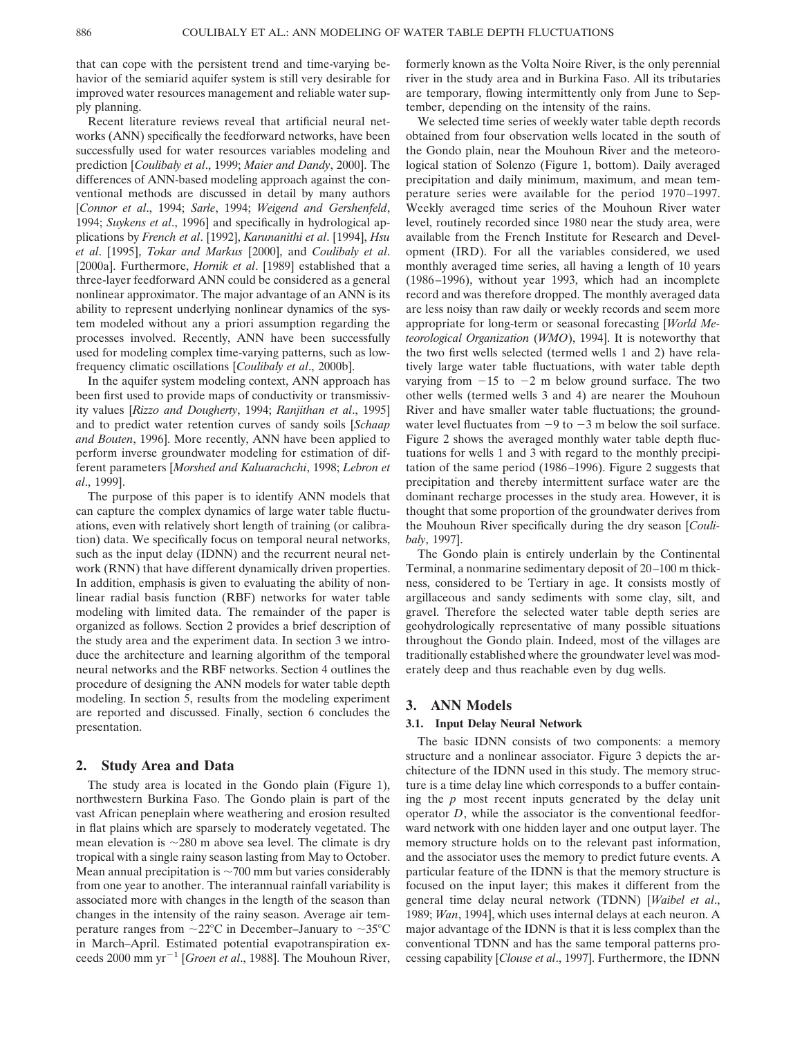that can cope with the persistent trend and time-varying behavior of the semiarid aquifer system is still very desirable for improved water resources management and reliable water supply planning.

Recent literature reviews reveal that artificial neural networks (ANN) specifically the feedforward networks, have been successfully used for water resources variables modeling and prediction [*Coulibaly et al*., 1999; *Maier and Dandy*, 2000]. The differences of ANN-based modeling approach against the conventional methods are discussed in detail by many authors [*Connor et al*., 1994; *Sarle*, 1994; *Weigend and Gershenfeld*, 1994; *Suykens et al*., 1996] and specifically in hydrological applications by *French et al*. [1992], *Karunanithi et al*. [1994], *Hsu et al*. [1995], *Tokar and Markus* [2000], and *Coulibaly et al*. [2000a]. Furthermore, *Hornik et al*. [1989] established that a three-layer feedforward ANN could be considered as a general nonlinear approximator. The major advantage of an ANN is its ability to represent underlying nonlinear dynamics of the system modeled without any a priori assumption regarding the processes involved. Recently, ANN have been successfully used for modeling complex time-varying patterns, such as low-frequency climatic oscillations [*Coulibaly et al*., 2000b].

In the aquifer system modeling context, ANN approach has been first used to provide maps of conductivity or transmissivity values [*Rizzo and Dougherty*, 1994; *Ranjithan et al*., 1995] and to predict water retention curves of sandy soils [*Schaap and Bouten*, 1996]. More recently, ANN have been applied to perform inverse groundwater modeling for estimation of different parameters [*Morshed and Kaluarachchi*, 1998; *Lebron et al*., 1999].

The purpose of this paper is to identify ANN models that can capture the complex dynamics of large water table fluctuations, even with relatively short length of training (or calibration) data. We specifically focus on temporal neural networks, such as the input delay (IDNN) and the recurrent neural network (RNN) that have different dynamically driven properties. In addition, emphasis is given to evaluating the ability of nonlinear radial basis function (RBF) networks for water table modeling with limited data. The remainder of the paper is organized as follows. Section 2 provides a brief description of the study area and the experiment data. In section 3 we introduce the architecture and learning algorithm of the temporal neural networks and the RBF networks. Section 4 outlines the procedure of designing the ANN models for water table depth modeling. In section 5, results from the modeling experiment are reported and discussed. Finally, section 6 concludes the presentation.

## 2. Study Area and Data

The study area is located in the Gondo plain (Figure 1), northwestern Burkina Faso. The Gondo plain is part of the vast African peneplain where weathering and erosion resulted in flat plains which are sparsely to moderately vegetated. The mean elevation is ~280 m above sea level. The climate is dry tropical with a single rainy season lasting from May to October. Mean annual precipitation is ~700 mm but varies considerably from one year to another. The interannual rainfall variability is associated more with changes in the length of the season than changes in the intensity of the rainy season. Average air temperature ranges from ~22°C in December–January to ~35°C in March–April. Estimated potential evapotranspiration exceeds 2000 mm yr$^{-1}$ [*Groen et al*., 1988]. The Mouhoun River, formerly known as the Volta Noire River, is the only perennial river in the study area and in Burkina Faso. All its tributaries are temporary, flowing intermittently only from June to September, depending on the intensity of the rains.

We selected time series of weekly water table depth records obtained from four observation wells located in the south of the Gondo plain, near the Mouhoun River and the meteorological station of Solenzo (Figure 1, bottom). Daily averaged precipitation and daily minimum, maximum, and mean temperature series were available for the period 1970–1997. Weekly averaged time series of the Mouhoun River water level, routinely recorded since 1980 near the study area, were obtained from the French Institute for Research and Development (IRD). For all the variables considered, we used monthly averaged time series, all having a length of 10 years (1986–1996), without year 1993, which had an incomplete record and was therefore dropped. The monthly averaged data are less noisy than raw daily or weekly records and seem more appropriate for long-term or seasonal forecasting [*World Meteorological Organization* (*WMO*), 1994]. It is noteworthy that the two first wells selected (termed wells 1 and 2) have relatively large water table fluctuations, with water table depth varying from −15 to −2 m below ground surface. The two other wells (termed wells 3 and 4) are nearer the Mouhoun River and have smaller water table fluctuations; the groundwater level fluctuates from −9 to −3 m below the soil surface. Figure 2 shows the averaged monthly water table depth fluctuations for wells 1 and 3 with regard to the monthly precipitation of the same period (1986–1996). Figure 2 suggests that precipitation and thereby intermittent surface water are the dominant recharge processes in the study area. However, it is thought that some proportion of the groundwater derives from the Mouhoun River specifically during the dry season [*Coulibaly*, 1997].

The Gondo plain is entirely underlain by the Continental Terminal, a nonmarine sedimentary deposit of 20–100 m thickness, considered to be Tertiary in age. It consists mostly of argillaceous and sandy sediments with some clay, silt, and gravel. Therefore the selected water table depth series are geohydrologically representative of many possible situations throughout the Gondo plain. Indeed, most of the villages are traditionally established where the groundwater level was moderately deep and thus reachable even by dug wells.

## 3. ANN Models

### 3.1. Input Delay Neural Network

The basic IDNN consists of two components: a memory structure and a nonlinear associator. Figure 3 depicts the architecture of the IDNN used in this study. The memory structure is a time delay line which corresponds to a buffer containing the $p$ most recent inputs generated by the delay unit operator $D$, while the associator is the conventional feedforward network with one hidden layer and one output layer. The memory structure holds on to the relevant past information, and the associator uses the memory to predict future events. A particular feature of the IDNN is that the memory structure is focused on the input layer; this makes it different from the general time delay neural network (TDNN) [*Waibel et al*., 1989; *Wan*, 1994], which uses internal delays at each neuron. A major advantage of the IDNN is that it is less complex than the conventional TDNN and has the same temporal patterns processing capability [*Clouse et al*., 1997]. Furthermore, the IDNN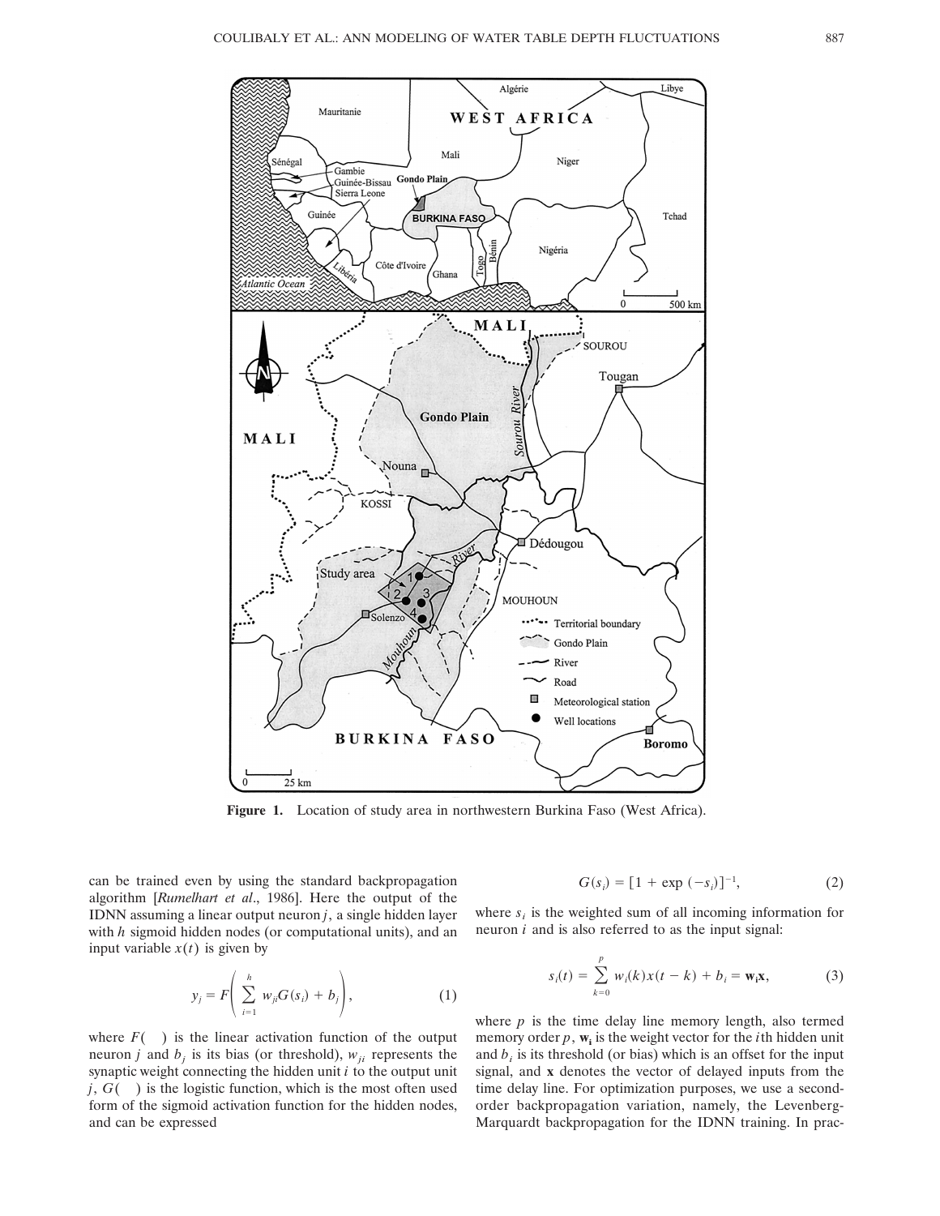Figure 1. Location of study area in northwestern Burkina Faso (West Africa).

can be trained even by using the standard backpropagation algorithm [*Rumelhart et al.*, 1986]. Here the output of the IDNN assuming a linear output neuron $j$, a single hidden layer with $h$ sigmoid hidden nodes (or computational units), and an input variable $x(t)$ is given by

$$y_j = F\left(\sum_{i=1}^{h} w_{ji} G(s_i) + b_j\right), \tag{1}$$

where $F(\ )$ is the linear activation function of the output neuron $j$ and $b_j$ is its bias (or threshold), $w_{ji}$ represents the synaptic weight connecting the hidden unit $i$ to the output unit $j$, $G(\ )$ is the logistic function, which is the most often used form of the sigmoid activation function for the hidden nodes, and can be expressed

$$G(s_i) = [1 + \exp(-s_i)]^{-1}, \tag{2}$$

where $s_i$ is the weighted sum of all incoming information for neuron $i$ and is also referred to as the input signal:

$$s_i(t) = \sum_{k=0}^{p} w_i(k)x(t-k) + b_i = \mathbf{w_i x}, \tag{3}$$

where $p$ is the time delay line memory length, also termed memory order $p$, $\mathbf{w_i}$ is the weight vector for the $i$th hidden unit and $b_i$ is its threshold (or bias) which is an offset for the input signal, and $\mathbf{x}$ denotes the vector of delayed inputs from the time delay line. For optimization purposes, we use a second-order backpropagation variation, namely, the Levenberg-Marquardt backpropagation for the IDNN training. In prac-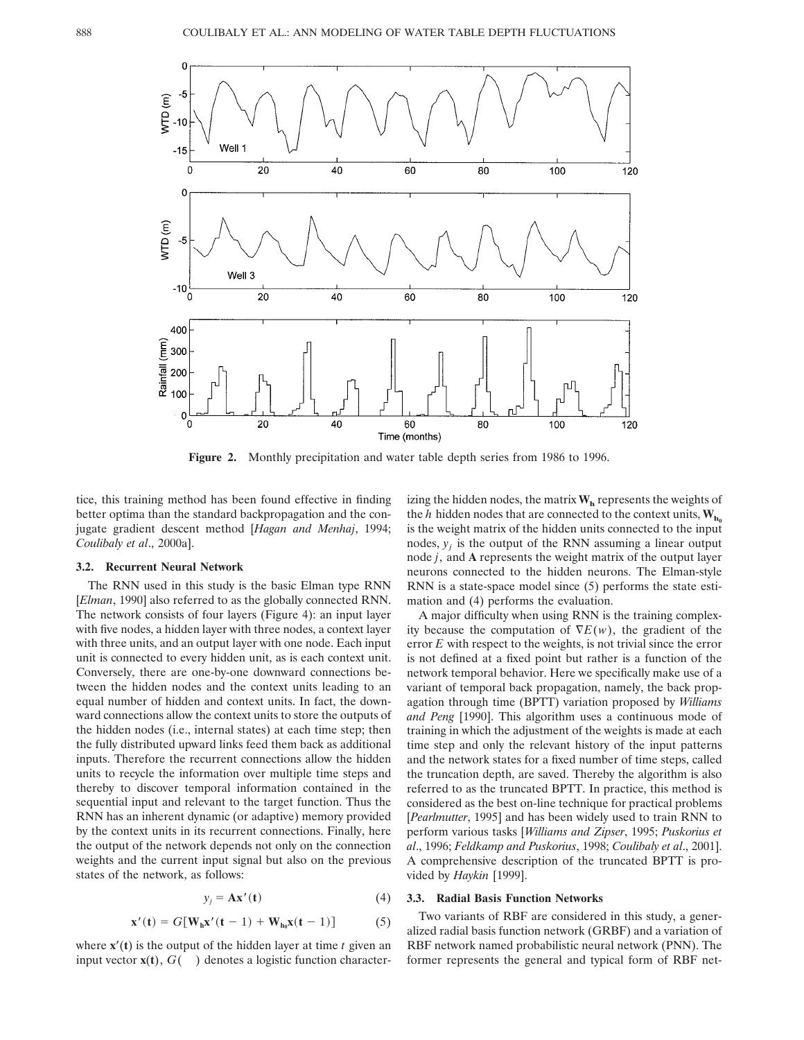**Figure 2.** Monthly precipitation and water table depth series from 1986 to 1996.

tice, this training method has been found effective in finding better optima than the standard backpropagation and the conjugate gradient descent method [*Hagan and Menhaj*, 1994; *Coulibaly et al*., 2000a].

### 3.2. Recurrent Neural Network

The RNN used in this study is the basic Elman type RNN [*Elman*, 1990] also referred to as the globally connected RNN. The network consists of four layers (Figure 4): an input layer with five nodes, a hidden layer with three nodes, a context layer with three units, and an output layer with one node. Each input unit is connected to every hidden unit, as is each context unit. Conversely, there are one-by-one downward connections between the hidden nodes and the context units leading to an equal number of hidden and context units. In fact, the downward connections allow the context units to store the outputs of the hidden nodes (i.e., internal states) at each time step; then the fully distributed upward links feed them back as additional inputs. Therefore the recurrent connections allow the hidden units to recycle the information over multiple time steps and thereby to discover temporal information contained in the sequential input and relevant to the target function. Thus the RNN has an inherent dynamic (or adaptive) memory provided by the context units in its recurrent connections. Finally, here the output of the network depends not only on the connection weights and the current input signal but also on the previous states of the network, as follows:

$$y_j = \mathbf{A}\mathbf{x}'(\mathbf{t}) \tag{4}$$

$$\mathbf{x}'(\mathbf{t}) = G[\mathbf{W_h}\mathbf{x}'(\mathbf{t}-1) + \mathbf{W_{h_0}}\mathbf{x}(\mathbf{t}-1)] \tag{5}$$

where $\mathbf{x}'(\mathbf{t})$ is the output of the hidden layer at time $t$ given an input vector $\mathbf{x}(\mathbf{t})$, $G(\ )$ denotes a logistic function characterizing the hidden nodes, the matrix $\mathbf{W_h}$ represents the weights of the $h$ hidden nodes that are connected to the context units, $\mathbf{W_{h_0}}$ is the weight matrix of the hidden units connected to the input nodes, $y_j$ is the output of the RNN assuming a linear output node $j$, and $\mathbf{A}$ represents the weight matrix of the output layer neurons connected to the hidden neurons. The Elman-style RNN is a state-space model since (5) performs the state estimation and (4) performs the evaluation.

A major difficulty when using RNN is the training complexity because the computation of $\nabla E(w)$, the gradient of the error $E$ with respect to the weights, is not trivial since the error is not defined at a fixed point but rather is a function of the network temporal behavior. Here we specifically make use of a variant of temporal back propagation, namely, the back propagation through time (BPTT) variation proposed by *Williams and Peng* [1990]. This algorithm uses a continuous mode of training in which the adjustment of the weights is made at each time step and only the relevant history of the input patterns and the network states for a fixed number of time steps, called the truncation depth, are saved. Thereby the algorithm is also referred to as the truncated BPTT. In practice, this method is considered as the best on-line technique for practical problems [*Pearlmutter*, 1995] and has been widely used to train RNN to perform various tasks [*Williams and Zipser*, 1995; *Puskorius et al*., 1996; *Feldkamp and Puskorius*, 1998; *Coulibaly et al*., 2001]. A comprehensive description of the truncated BPTT is provided by *Haykin* [1999].

### 3.3. Radial Basis Function Networks

Two variants of RBF are considered in this study, a generalized radial basis function network (GRBF) and a variation of RBF network named probabilistic neural network (PNN). The former represents the general and typical form of RBF net-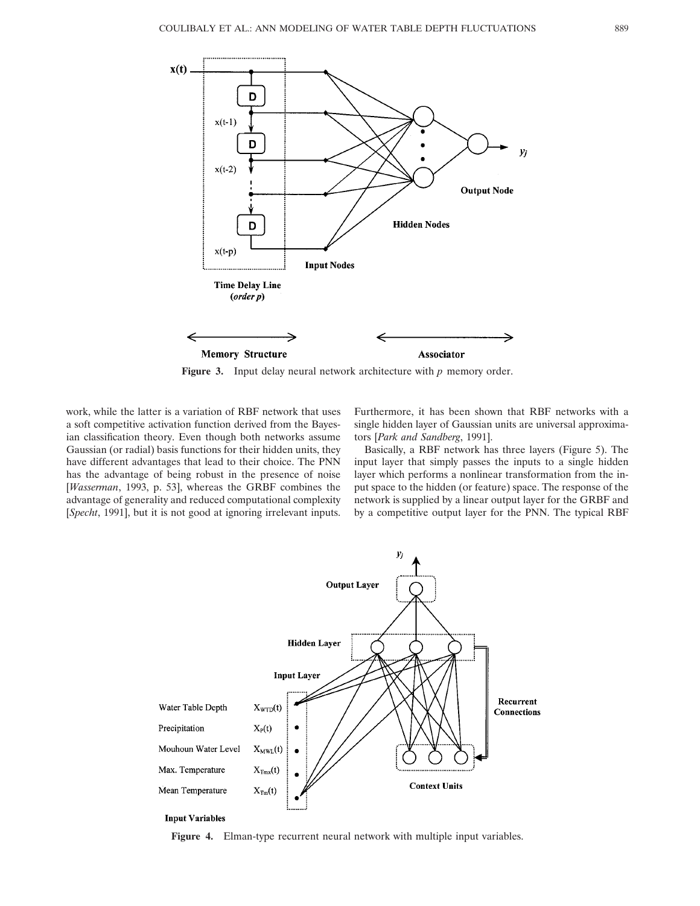Figure 3. Input delay neural network architecture with $p$ memory order.

work, while the latter is a variation of RBF network that uses a soft competitive activation function derived from the Bayesian classification theory. Even though both networks assume Gaussian (or radial) basis functions for their hidden units, they have different advantages that lead to their choice. The PNN has the advantage of being robust in the presence of noise [*Wasserman*, 1993, p. 53], whereas the GRBF combines the advantage of generality and reduced computational complexity [*Specht*, 1991], but it is not good at ignoring irrelevant inputs. Furthermore, it has been shown that RBF networks with a single hidden layer of Gaussian units are universal approximators [*Park and Sandberg*, 1991].

Basically, a RBF network has three layers (Figure 5). The input layer that simply passes the inputs to a single hidden layer which performs a nonlinear transformation from the input space to the hidden (or feature) space. The response of the network is supplied by a linear output layer for the GRBF and by a competitive output layer for the PNN. The typical RBF

Figure 4. Elman-type recurrent neural network with multiple input variables.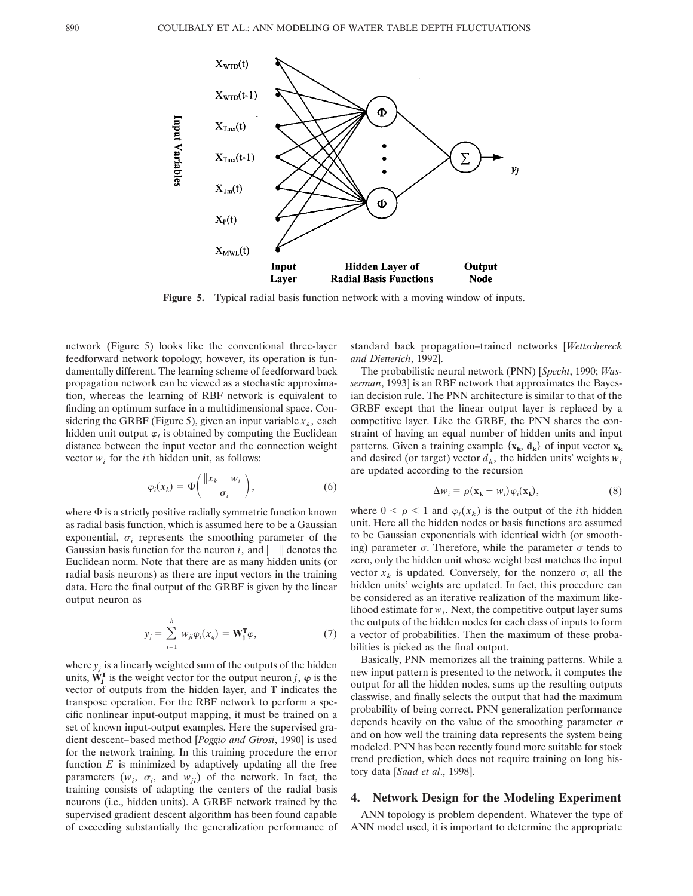**Figure 5.** Typical radial basis function network with a moving window of inputs.

network (Figure 5) looks like the conventional three-layer feedforward network topology; however, its operation is fundamentally different. The learning scheme of feedforward back propagation network can be viewed as a stochastic approximation, whereas the learning of RBF network is equivalent to finding an optimum surface in a multidimensional space. Considering the GRBF (Figure 5), given an input variable $x_k$, each hidden unit output $\varphi_i$ is obtained by computing the Euclidean distance between the input vector and the connection weight vector $w_i$ for the $i$th hidden unit, as follows:

$$\varphi_i(x_k) = \Phi\left(\frac{\|x_k - w_i\|}{\sigma_i}\right), \tag{6}$$

where $\Phi$ is a strictly positive radially symmetric function known as radial basis function, which is assumed here to be a Gaussian exponential, $\sigma_i$ represents the smoothing parameter of the Gaussian basis function for the neuron $i$, and $\| \ \|$ denotes the Euclidean norm. Note that there are as many hidden units (or radial basis neurons) as there are input vectors in the training data. Here the final output of the GRBF is given by the linear output neuron as

$$y_j = \sum_{i=1}^{h} w_{ji}\varphi_i(x_q) = \mathbf{W}_\mathbf{j}^\mathbf{T}\varphi, \tag{7}$$

where $y_j$ is a linearly weighted sum of the outputs of the hidden units, $\mathbf{W}_\mathbf{j}^\mathbf{T}$ is the weight vector for the output neuron $j$, $\boldsymbol{\varphi}$ is the vector of outputs from the hidden layer, and $\mathbf{T}$ indicates the transpose operation. For the RBF network to perform a specific nonlinear input-output mapping, it must be trained on a set of known input-output examples. Here the supervised gradient descent–based method [*Poggio and Girosi*, 1990] is used for the network training. In this training procedure the error function $E$ is minimized by adaptively updating all the free parameters ($w_i$, $\sigma_i$, and $w_{ji}$) of the network. In fact, the training consists of adapting the centers of the radial basis neurons (i.e., hidden units). A GRBF network trained by the supervised gradient descent algorithm has been found capable of exceeding substantially the generalization performance of standard back propagation–trained networks [*Wettschereck and Dietterich*, 1992].

The probabilistic neural network (PNN) [*Specht*, 1990; *Wasserman*, 1993] is an RBF network that approximates the Bayesian decision rule. The PNN architecture is similar to that of the GRBF except that the linear output layer is replaced by a competitive layer. Like the GRBF, the PNN shares the constraint of having an equal number of hidden units and input patterns. Given a training example $\{\mathbf{x_k}, \mathbf{d_k}\}$ of input vector $\mathbf{x_k}$ and desired (or target) vector $d_k$, the hidden units' weights $w_i$ are updated according to the recursion

$$\Delta w_i = \rho(\mathbf{x_k} - w_i)\varphi_i(\mathbf{x_k}), \tag{8}$$

where $0 < \rho < 1$ and $\varphi_i(x_k)$ is the output of the $i$th hidden unit. Here all the hidden nodes or basis functions are assumed to be Gaussian exponentials with identical width (or smoothing) parameter $\sigma$. Therefore, while the parameter $\sigma$ tends to zero, only the hidden unit whose weight best matches the input vector $x_k$ is updated. Conversely, for the nonzero $\sigma$, all the hidden units' weights are updated. In fact, this procedure can be considered as an iterative realization of the maximum likelihood estimate for $w_i$. Next, the competitive output layer sums the outputs of the hidden nodes for each class of inputs to form a vector of probabilities. Then the maximum of these probabilities is picked as the final output.

Basically, PNN memorizes all the training patterns. While a new input pattern is presented to the network, it computes the output for all the hidden nodes, sums up the resulting outputs classwise, and finally selects the output that had the maximum probability of being correct. PNN generalization performance depends heavily on the value of the smoothing parameter $\sigma$ and on how well the training data represents the system being modeled. PNN has been recently found more suitable for stock trend prediction, which does not require training on long history data [*Saad et al*., 1998].

## 4. Network Design for the Modeling Experiment

ANN topology is problem dependent. Whatever the type of ANN model used, it is important to determine the appropriate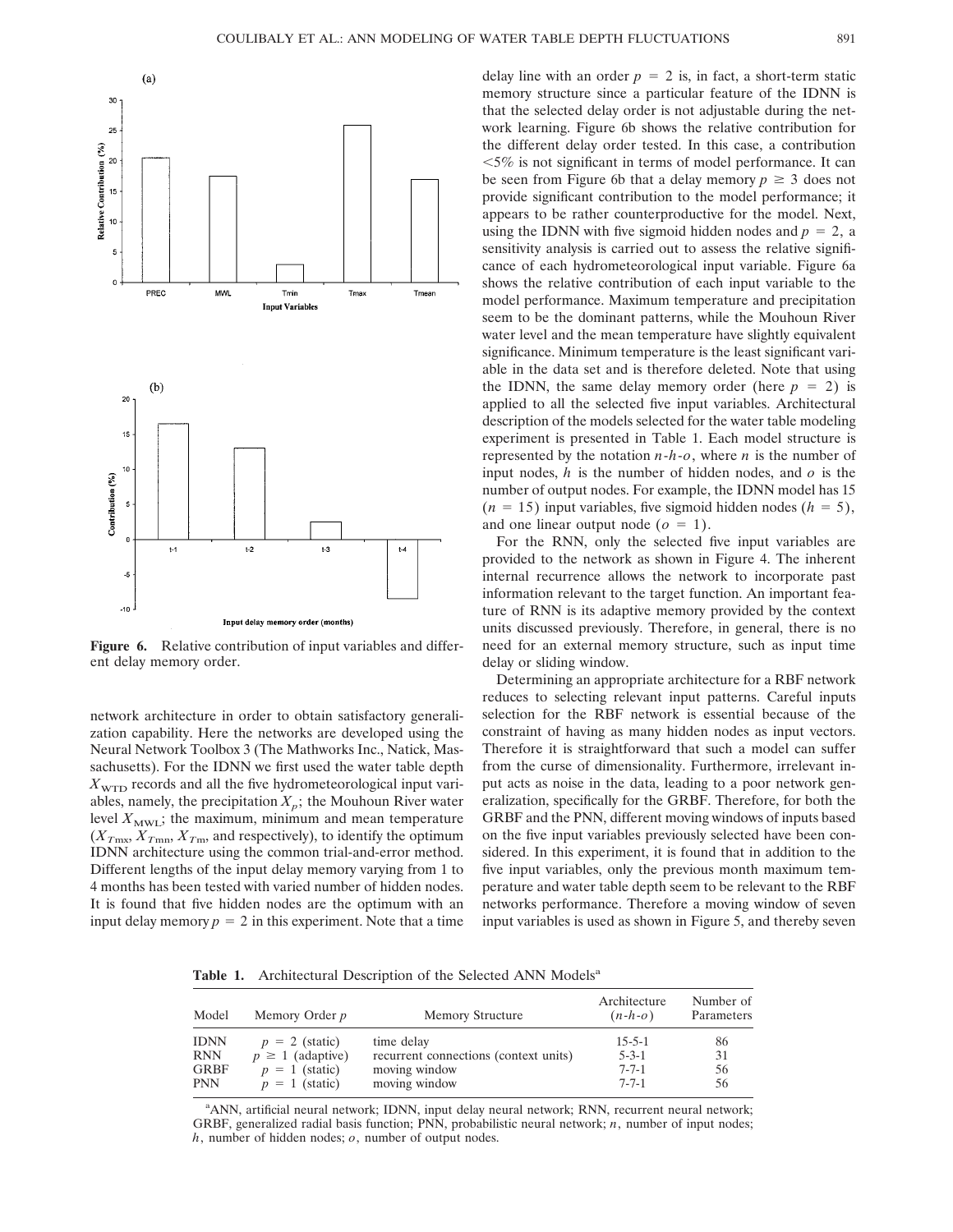Figure 6. Relative contribution of input variables and different delay memory order.

network architecture in order to obtain satisfactory generalization capability. Here the networks are developed using the Neural Network Toolbox 3 (The Mathworks Inc., Natick, Massachusetts). For the IDNN we first used the water table depth $X_{\mathrm{WTD}}$ records and all the five hydrometeorological input variables, namely, the precipitation $X_p$; the Mouhoun River water level $X_{\mathrm{MWL}}$; the maximum, minimum and mean temperature ($X_{T\mathrm{mx}}$, $X_{T\mathrm{mn}}$, $X_{T\mathrm{m}}$, and respectively), to identify the optimum IDNN architecture using the common trial-and-error method. Different lengths of the input delay memory varying from 1 to 4 months has been tested with varied number of hidden nodes. It is found that five hidden nodes are the optimum with an input delay memory $p = 2$ in this experiment. Note that a time delay line with an order $p = 2$ is, in fact, a short-term static memory structure since a particular feature of the IDNN is that the selected delay order is not adjustable during the network learning. Figure 6b shows the relative contribution for the different delay order tested. In this case, a contribution <5% is not significant in terms of model performance. It can be seen from Figure 6b that a delay memory $p \geq 3$ does not provide significant contribution to the model performance; it appears to be rather counterproductive for the model. Next, using the IDNN with five sigmoid hidden nodes and $p = 2$, a sensitivity analysis is carried out to assess the relative significance of each hydrometeorological input variable. Figure 6a shows the relative contribution of each input variable to the model performance. Maximum temperature and precipitation seem to be the dominant patterns, while the Mouhoun River water level and the mean temperature have slightly equivalent significance. Minimum temperature is the least significant variable in the data set and is therefore deleted. Note that using the IDNN, the same delay memory order (here $p = 2$) is applied to all the selected five input variables. Architectural description of the models selected for the water table modeling experiment is presented in Table 1. Each model structure is represented by the notation $n$-$h$-$o$, where $n$ is the number of input nodes, $h$ is the number of hidden nodes, and $o$ is the number of output nodes. For example, the IDNN model has 15 ($n = 15$) input variables, five sigmoid hidden nodes ($h = 5$), and one linear output node ($o = 1$).

For the RNN, only the selected five input variables are provided to the network as shown in Figure 4. The inherent internal recurrence allows the network to incorporate past information relevant to the target function. An important feature of RNN is its adaptive memory provided by the context units discussed previously. Therefore, in general, there is no need for an external memory structure, such as input time delay or sliding window.

Determining an appropriate architecture for a RBF network reduces to selecting relevant input patterns. Careful inputs selection for the RBF network is essential because of the constraint of having as many hidden nodes as input vectors. Therefore it is straightforward that such a model can suffer from the curse of dimensionality. Furthermore, irrelevant input acts as noise in the data, leading to a poor network generalization, specifically for the GRBF. Therefore, for both the GRBF and the PNN, different moving windows of inputs based on the five input variables previously selected have been considered. In this experiment, it is found that in addition to the five input variables, only the previous month maximum temperature and water table depth seem to be relevant to the RBF networks performance. Therefore a moving window of seven input variables is used as shown in Figure 5, and thereby seven

**Table 1.** Architectural Description of the Selected ANN Models[a]

| Model | Memory Order $p$ | Memory Structure | Architecture ($n$-$h$-$o$) | Number of Parameters |
|---|---|---|---|---|
| IDNN | $p = 2$ (static) | time delay | 15-5-1 | 86 |
| RNN | $p \geq 1$ (adaptive) | recurrent connections (context units) | 5-3-1 | 31 |
| GRBF | $p = 1$ (static) | moving window | 7-7-1 | 56 |
| PNN | $p = 1$ (static) | moving window | 7-7-1 | 56 |

[a]ANN, artificial neural network; IDNN, input delay neural network; RNN, recurrent neural network; GRBF, generalized radial basis function; PNN, probabilistic neural network; $n$, number of input nodes; $h$, number of hidden nodes; $o$, number of output nodes.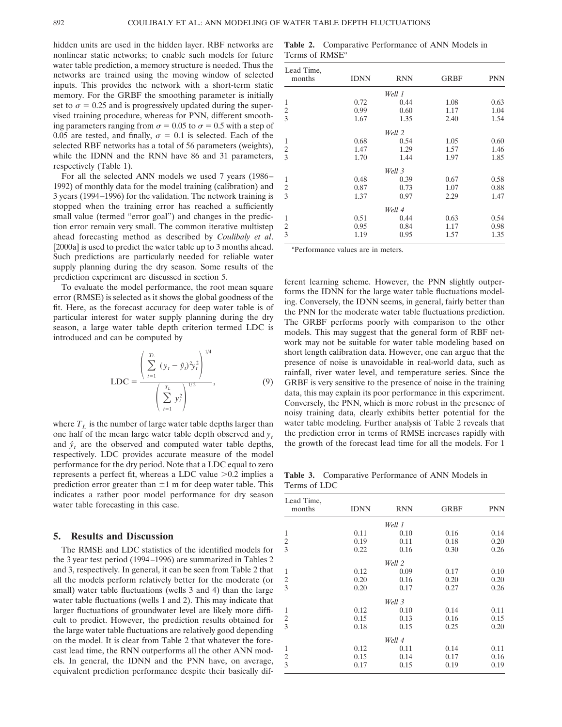hidden units are used in the hidden layer. RBF networks are nonlinear static networks; to enable such models for future water table prediction, a memory structure is needed. Thus the networks are trained using the moving window of selected inputs. This provides the network with a short-term static memory. For the GRBF the smoothing parameter is initially set to $\sigma = 0.25$ and is progressively updated during the supervised training procedure, whereas for PNN, different smoothing parameters ranging from $\sigma = 0.05$ to $\sigma = 0.5$ with a step of 0.05 are tested, and finally, $\sigma = 0.1$ is selected. Each of the selected RBF networks has a total of 56 parameters (weights), while the IDNN and the RNN have 86 and 31 parameters, respectively (Table 1).

For all the selected ANN models we used 7 years (1986–1992) of monthly data for the model training (calibration) and 3 years (1994–1996) for the validation. The network training is stopped when the training error has reached a sufficiently small value (termed "error goal") and changes in the prediction error remain very small. The common iterative multistep ahead forecasting method as described by *Coulibaly et al*. [2000a] is used to predict the water table up to 3 months ahead. Such predictions are particularly needed for reliable water supply planning during the dry season. Some results of the prediction experiment are discussed in section 5.

To evaluate the model performance, the root mean square error (RMSE) is selected as it shows the global goodness of the fit. Here, as the forecast accuracy for deep water table is of particular interest for water supply planning during the dry season, a large water table depth criterion termed LDC is introduced and can be computed by

$$\mathrm{LDC} = \frac{\left( \sum_{t=1}^{T_L} (y_t - \hat{y}_t)^2 y_t^2 \right)^{1/4}}{\left( \sum_{t=1}^{T_L} y_t^2 \right)^{1/2}}, \tag{9}$$

where $T_L$ is the number of large water table depths larger than one half of the mean large water table depth observed and $y_t$ and $\hat{y}_t$ are the observed and computed water table depths, respectively. LDC provides accurate measure of the model performance for the dry period. Note that a LDC equal to zero represents a perfect fit, whereas a LDC value >0.2 implies a prediction error greater than ±1 m for deep water table. This indicates a rather poor model performance for dry season water table forecasting in this case.

## 5. Results and Discussion

The RMSE and LDC statistics of the identified models for the 3 year test period (1994–1996) are summarized in Tables 2 and 3, respectively. In general, it can be seen from Table 2 that all the models perform relatively better for the moderate (or small) water table fluctuations (wells 3 and 4) than the large water table fluctuations (wells 1 and 2). This may indicate that larger fluctuations of groundwater level are likely more difficult to predict. However, the prediction results obtained for the large water table fluctuations are relatively good depending on the model. It is clear from Table 2 that whatever the forecast lead time, the RNN outperforms all the other ANN models. In general, the IDNN and the PNN have, on average, equivalent prediction performance despite their basically different learning scheme. However, the PNN slightly outperforms the IDNN for the large water table fluctuations modeling. Conversely, the IDNN seems, in general, fairly better than the PNN for the moderate water table fluctuations prediction. The GRBF performs poorly with comparison to the other models. This may suggest that the general form of RBF network may not be suitable for water table modeling based on short length calibration data. However, one can argue that the presence of noise is unavoidable in real-world data, such as rainfall, river water level, and temperature series. Since the GRBF is very sensitive to the presence of noise in the training data, this may explain its poor performance in this experiment. Conversely, the PNN, which is more robust in the presence of noisy training data, clearly exhibits better potential for the water table modeling. Further analysis of Table 2 reveals that the prediction error in terms of RMSE increases rapidly with the growth of the forecast lead time for all the models. For 1

**Table 2.** Comparative Performance of ANN Models in Terms of RMSE[a]

| Lead Time, months | IDNN | RNN | GRBF | PNN |
|---|---|---|---|---|
| | | *Well 1* | | |
| 1 | 0.72 | 0.44 | 1.08 | 0.63 |
| 2 | 0.99 | 0.60 | 1.17 | 1.04 |
| 3 | 1.67 | 1.35 | 2.40 | 1.54 |
| | | *Well 2* | | |
| 1 | 0.68 | 0.54 | 1.05 | 0.60 |
| 2 | 1.47 | 1.29 | 1.57 | 1.46 |
| 3 | 1.70 | 1.44 | 1.97 | 1.85 |
| | | *Well 3* | | |
| 1 | 0.48 | 0.39 | 0.67 | 0.58 |
| 2 | 0.87 | 0.73 | 1.07 | 0.88 |
| 3 | 1.37 | 0.97 | 2.29 | 1.47 |
| | | *Well 4* | | |
| 1 | 0.51 | 0.44 | 0.63 | 0.54 |
| 2 | 0.95 | 0.84 | 1.17 | 0.98 |
| 3 | 1.19 | 0.95 | 1.57 | 1.35 |

[a]Performance values are in meters.

**Table 3.** Comparative Performance of ANN Models in Terms of LDC

| Lead Time, months | IDNN | RNN | GRBF | PNN |
|---|---|---|---|---|
| | | *Well 1* | | |
| 1 | 0.11 | 0.10 | 0.16 | 0.14 |
| 2 | 0.19 | 0.11 | 0.18 | 0.20 |
| 3 | 0.22 | 0.16 | 0.30 | 0.26 |
| | | *Well 2* | | |
| 1 | 0.12 | 0.09 | 0.17 | 0.10 |
| 2 | 0.20 | 0.16 | 0.20 | 0.20 |
| 3 | 0.20 | 0.17 | 0.27 | 0.26 |
| | | *Well 3* | | |
| 1 | 0.12 | 0.10 | 0.14 | 0.11 |
| 2 | 0.15 | 0.13 | 0.16 | 0.15 |
| 3 | 0.18 | 0.15 | 0.25 | 0.20 |
| | | *Well 4* | | |
| 1 | 0.12 | 0.11 | 0.14 | 0.11 |
| 2 | 0.15 | 0.14 | 0.17 | 0.16 |
| 3 | 0.17 | 0.15 | 0.19 | 0.19 |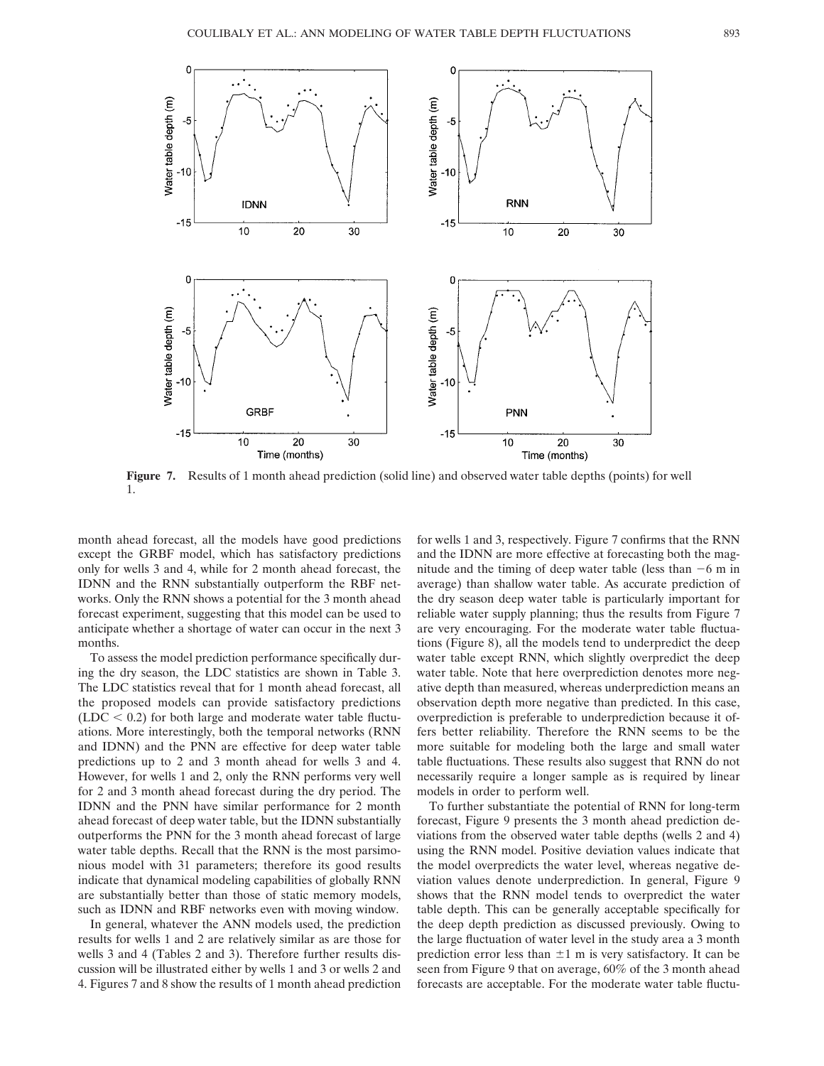Figure 7. Results of 1 month ahead prediction (solid line) and observed water table depths (points) for well 1.

month ahead forecast, all the models have good predictions except the GRBF model, which has satisfactory predictions only for wells 3 and 4, while for 2 month ahead forecast, the IDNN and the RNN substantially outperform the RBF networks. Only the RNN shows a potential for the 3 month ahead forecast experiment, suggesting that this model can be used to anticipate whether a shortage of water can occur in the next 3 months.

To assess the model prediction performance specifically during the dry season, the LDC statistics are shown in Table 3. The LDC statistics reveal that for 1 month ahead forecast, all the proposed models can provide satisfactory predictions ($LDC < 0.2$) for both large and moderate water table fluctuations. More interestingly, both the temporal networks (RNN and IDNN) and the PNN are effective for deep water table predictions up to 2 and 3 month ahead for wells 3 and 4. However, for wells 1 and 2, only the RNN performs very well for 2 and 3 month ahead forecast during the dry period. The IDNN and the PNN have similar performance for 2 month ahead forecast of deep water table, but the IDNN substantially outperforms the PNN for the 3 month ahead forecast of large water table depths. Recall that the RNN is the most parsimonious model with 31 parameters; therefore its good results indicate that dynamical modeling capabilities of globally RNN are substantially better than those of static memory models, such as IDNN and RBF networks even with moving window.

In general, whatever the ANN models used, the prediction results for wells 1 and 2 are relatively similar as are those for wells 3 and 4 (Tables 2 and 3). Therefore further results discussion will be illustrated either by wells 1 and 3 or wells 2 and 4. Figures 7 and 8 show the results of 1 month ahead prediction for wells 1 and 3, respectively. Figure 7 confirms that the RNN and the IDNN are more effective at forecasting both the magnitude and the timing of deep water table (less than $-6$ m in average) than shallow water table. As accurate prediction of the dry season deep water table is particularly important for reliable water supply planning; thus the results from Figure 7 are very encouraging. For the moderate water table fluctuations (Figure 8), all the models tend to underpredict the deep water table except RNN, which slightly overpredict the deep water table. Note that here overprediction denotes more negative depth than measured, whereas underprediction means an observation depth more negative than predicted. In this case, overprediction is preferable to underprediction because it offers better reliability. Therefore the RNN seems to be the more suitable for modeling both the large and small water table fluctuations. These results also suggest that RNN do not necessarily require a longer sample as is required by linear models in order to perform well.

To further substantiate the potential of RNN for long-term forecast, Figure 9 presents the 3 month ahead prediction deviations from the observed water table depths (wells 2 and 4) using the RNN model. Positive deviation values indicate that the model overpredicts the water level, whereas negative deviation values denote underprediction. In general, Figure 9 shows that the RNN model tends to overpredict the water table depth. This can be generally acceptable specifically for the deep depth prediction as discussed previously. Owing to the large fluctuation of water level in the study area a 3 month prediction error less than $\pm 1$ m is very satisfactory. It can be seen from Figure 9 that on average, 60% of the 3 month ahead forecasts are acceptable. For the moderate water table fluctu-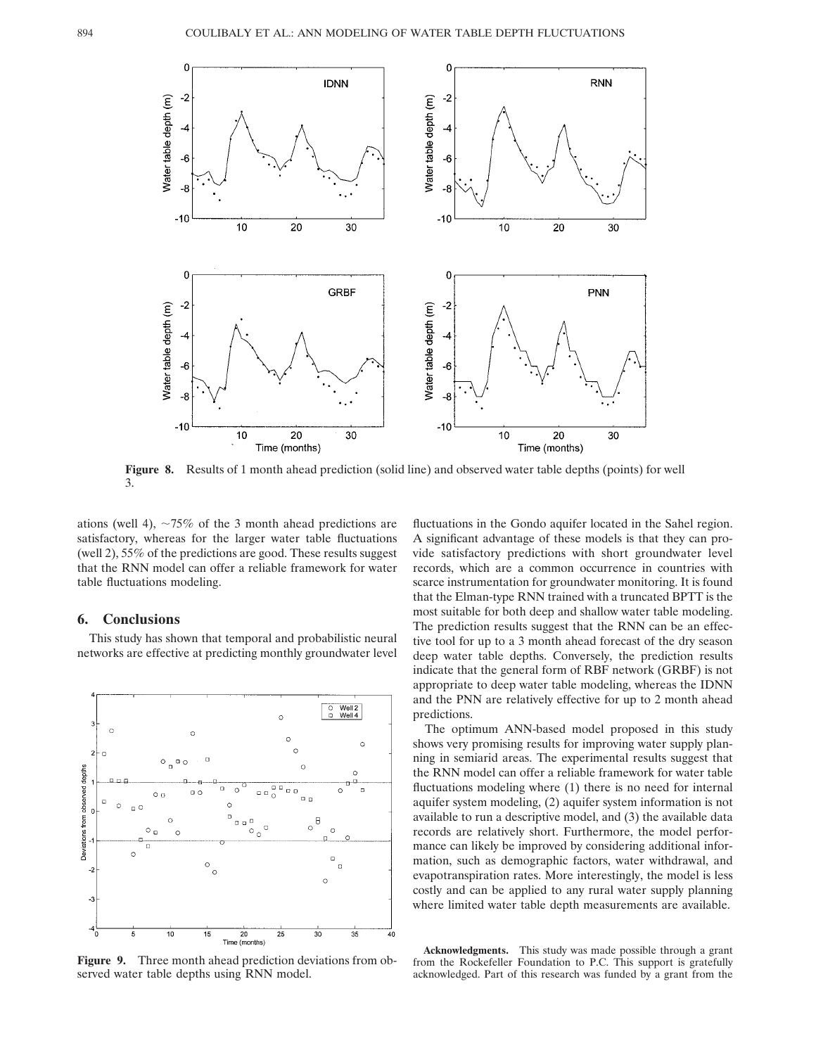**Figure 8.** Results of 1 month ahead prediction (solid line) and observed water table depths (points) for well 3.

ations (well 4), ~75% of the 3 month ahead predictions are satisfactory, whereas for the larger water table fluctuations (well 2), 55% of the predictions are good. These results suggest that the RNN model can offer a reliable framework for water table fluctuations modeling.

## 6. Conclusions

This study has shown that temporal and probabilistic neural networks are effective at predicting monthly groundwater level fluctuations in the Gondo aquifer located in the Sahel region. A significant advantage of these models is that they can provide satisfactory predictions with short groundwater level records, which are a common occurrence in countries with scarce instrumentation for groundwater monitoring. It is found that the Elman-type RNN trained with a truncated BPTT is the most suitable for both deep and shallow water table modeling. The prediction results suggest that the RNN can be an effective tool for up to a 3 month ahead forecast of the dry season deep water table depths. Conversely, the prediction results indicate that the general form of RBF network (GRBF) is not appropriate to deep water table modeling, whereas the IDNN and the PNN are relatively effective for up to 2 month ahead predictions.

The optimum ANN-based model proposed in this study shows very promising results for improving water supply planning in semiarid areas. The experimental results suggest that the RNN model can offer a reliable framework for water table fluctuations modeling where (1) there is no need for internal aquifer system modeling, (2) aquifer system information is not available to run a descriptive model, and (3) the available data records are relatively short. Furthermore, the model performance can likely be improved by considering additional information, such as demographic factors, water withdrawal, and evapotranspiration rates. More interestingly, the model is less costly and can be applied to any rural water supply planning where limited water table depth measurements are available.

**Figure 9.** Three month ahead prediction deviations from observed water table depths using RNN model.

**Acknowledgments.** This study was made possible through a grant from the Rockefeller Foundation to P.C. This support is gratefully acknowledged. Part of this research was funded by a grant from the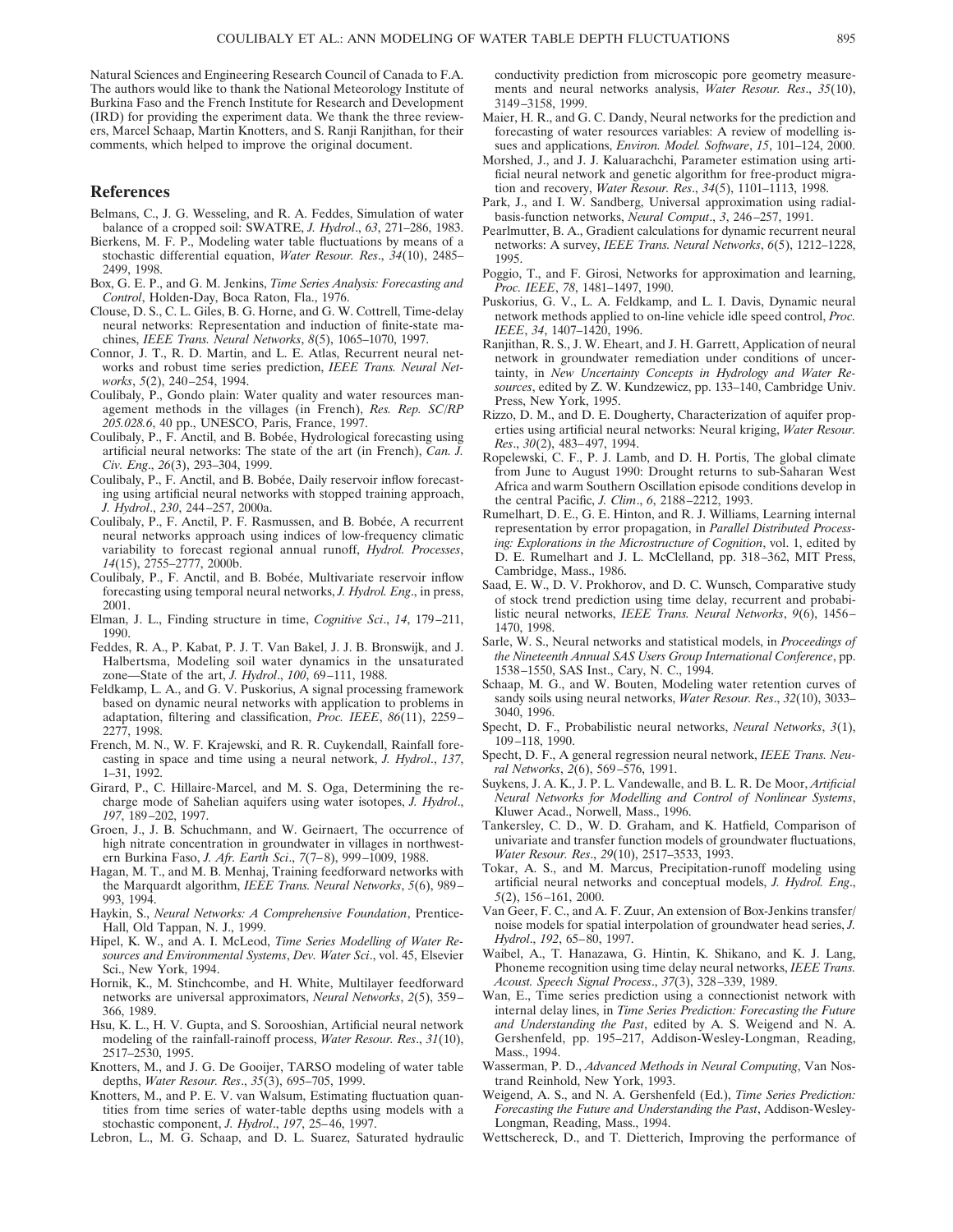Natural Sciences and Engineering Research Council of Canada to F.A. The authors would like to thank the National Meteorology Institute of Burkina Faso and the French Institute for Research and Development (IRD) for providing the experiment data. We thank the three reviewers, Marcel Schaap, Martin Knotters, and S. Ranji Ranjithan, for their comments, which helped to improve the original document.

## References

Belmans, C., J. G. Wesseling, and R. A. Feddes, Simulation of water balance of a cropped soil: SWATRE, *J. Hydrol*., *63*, 271–286, 1983.

Bierkens, M. F. P., Modeling water table fluctuations by means of a stochastic differential equation, *Water Resour. Res*., *34*(10), 2485–2499, 1998.

Box, G. E. P., and G. M. Jenkins, *Time Series Analysis: Forecasting and Control*, Holden-Day, Boca Raton, Fla., 1976.

Clouse, D. S., C. L. Giles, B. G. Horne, and G. W. Cottrell, Time-delay neural networks: Representation and induction of finite-state machines, *IEEE Trans. Neural Networks*, *8*(5), 1065–1070, 1997.

Connor, J. T., R. D. Martin, and L. E. Atlas, Recurrent neural networks and robust time series prediction, *IEEE Trans. Neural Networks*, *5*(2), 240–254, 1994.

Coulibaly, P., Gondo plain: Water quality and water resources management methods in the villages (in French), *Res. Rep. SC/RP 205.028.6*, 40 pp., UNESCO, Paris, France, 1997.

Coulibaly, P., F. Anctil, and B. Bobée, Hydrological forecasting using artificial neural networks: The state of the art (in French), *Can. J. Civ. Eng*., *26*(3), 293–304, 1999.

Coulibaly, P., F. Anctil, and B. Bobée, Daily reservoir inflow forecasting using artificial neural networks with stopped training approach, *J. Hydrol*., *230*, 244–257, 2000a.

Coulibaly, P., F. Anctil, P. Rasmussen, and B. Bobée, A recurrent neural networks approach using indices of low-frequency climatic variability to forecast regional annual runoff, *Hydrol. Processes*, *14*(15), 2755–2777, 2000b.

Coulibaly, P., F. Anctil, and B. Bobée, Multivariate reservoir inflow forecasting using temporal neural networks, *J. Hydrol. Eng*., in press, 2001.

Elman, J. L., Finding structure in time, *Cognitive Sci*., *14*, 179–211, 1990.

Feddes, R. A., P. Kabat, P. J. T. Van Bakel, J. J. B. Bronswijk, and J. Halbertsma, Modeling soil water dynamics in the unsaturated zone—State of the art, *J. Hydrol*., *100*, 69–111, 1988.

Feldkamp, L. A., and G. V. Puskorius, A signal processing framework based on dynamic neural networks with application to problems in adaptation, filtering and classification, *Proc. IEEE*, *86*(11), 2259–2277, 1998.

French, M. N., W. F. Krajewski, and R. R. Cuykendall, Rainfall forecasting in space and time using a neural network, *J. Hydrol*., *137*, 1–31, 1992.

Girard, P., C. Hillaire-Marcel, and M. S. Oga, Determining the recharge mode of Sahelian aquifers using water isotopes, *J. Hydrol*., *197*, 189–202, 1997.

Groen, J., J. B. Schuchmann, and W. Geirnaert, The occurrence of high nitrate concentration in groundwater in villages in northwestern Burkina Faso, *J. Afr. Earth Sci*., *7*(7–8), 999–1009, 1988.

Hagan, M. T., and M. B. Menhaj, Training feedforward networks with the Marquardt algorithm, *IEEE Trans. Neural Networks*, *5*(6), 989–993, 1994.

Haykin, S., *Neural Networks: A Comprehensive Foundation*, Prentice-Hall, Old Tappan, N. J., 1999.

Hipel, K. W., and A. I. McLeod, *Time Series Modelling of Water Resources and Environmental Systems*, *Dev. Water Sci*., vol. 45, Elsevier Sci., New York, 1994.

Hornik, K., M. Stinchcombe, and H. White, Multilayer feedforward networks are universal approximators, *Neural Networks*, *2*(5), 359–366, 1989.

Hsu, K. L., H. V. Gupta, and S. Sorooshian, Artificial neural network modeling of the rainfall-rainoff process, *Water Resour. Res*., *31*(10), 2517–2530, 1995.

Knotters, M., and J. G. De Gooijer, TARSO modeling of water table depths, *Water Resour. Res*., *35*(3), 695–705, 1999.

Knotters, M., and P. E. V. van Walsum, Estimating fluctuation quantities from time series of water-table depths using models with a stochastic component, *J. Hydrol*., *197*, 25–46, 1997.

Lebron, L., M. G. Schaap, and D. L. Suarez, Saturated hydraulic conductivity prediction from microscopic pore geometry measurements and neural networks analysis, *Water Resour. Res*., *35*(10), 3149–3158, 1999.

Maier, H. R., and G. C. Dandy, Neural networks for the prediction and forecasting of water resources variables: A review of modelling issues and applications, *Environ. Model. Software*, *15*, 101–124, 2000.

Morshed, J., and J. J. Kaluarachchi, Parameter estimation using artificial neural network and genetic algorithm for free-product migration and recovery, *Water Resour. Res*., *34*(5), 1101–1113, 1998.

Park, J., and I. W. Sandberg, Universal approximation using radial-basis-function networks, *Neural Comput*., *3*, 246–257, 1991.

Pearlmutter, B. A., Gradient calculations for dynamic recurrent neural networks: A survey, *IEEE Trans. Neural Networks*, *6*(5), 1212–1228, 1995.

Poggio, T., and F. Girosi, Networks for approximation and learning, *Proc. IEEE*, *78*, 1481–1497, 1990.

Puskorius, G. V., L. A. Feldkamp, and L. I. Davis, Dynamic neural network methods applied to on-line vehicle idle speed control, *Proc. IEEE*, *34*, 1407–1420, 1996.

Ranjithan, R. S., J. W. Eheart, and J. H. Garrett, Application of neural network in groundwater remediation under conditions of uncertainty, in *New Uncertainty Concepts in Hydrology and Water Resources*, edited by Z. W. Kundzewicz, pp. 133–140, Cambridge Univ. Press, New York, 1995.

Rizzo, D. M., and D. E. Dougherty, Characterization of aquifer properties using artificial neural networks: Neural kriging, *Water Resour. Res*., *30*(2), 483–497, 1994.

Ropelewski, C. F., P. J. Lamb, and D. H. Portis, The global climate from June to August 1990: Drought returns to sub-Saharan West Africa and warm Southern Oscillation episode conditions develop in the central Pacific, *J. Clim*., *6*, 2188–2212, 1993.

Rumelhart, D. E., G. E. Hinton, and R. J. Williams, Learning internal representation by error propagation, in *Parallel Distributed Processing: Explorations in the Microstructure of Cognition*, vol. 1, edited by D. E. Rumelhart and J. L. McClelland, pp. 318–362, MIT Press, Cambridge, Mass., 1986.

Saad, E. W., D. V. Prokhorov, and D. C. Wunsch, Comparative study of stock trend prediction using time delay, recurrent and probabilistic neural networks, *IEEE Trans. Neural Networks*, *9*(6), 1456–1470, 1998.

Sarle, W. S., Neural networks and statistical models, in *Proceedings of the Nineteenth Annual SAS Users Group International Conference*, pp. 1538–1550, SAS Inst., Cary, N. C., 1994.

Schaap, M. G., and W. Bouten, Modeling water retention curves of sandy soils using neural networks, *Water Resour. Res*., *32*(10), 3033–3040, 1996.

Specht, D. F., Probabilistic neural networks, *Neural Networks*, *3*(1), 109–118, 1990.

Specht, D. F., A general regression neural network, *IEEE Trans. Neural Networks*, *2*(6), 569–576, 1991.

Suykens, J. A. K., J. P. L. Vandewalle, and B. L. R. De Moor, *Artificial Neural Networks for Modelling and Control of Nonlinear Systems*, Kluwer Acad., Norwell, Mass., 1996.

Tankersley, C. D., W. D. Graham, and K. Hatfield, Comparison of univariate and transfer function models of groundwater fluctuations, *Water Resour. Res*., *29*(10), 2517–3533, 1993.

Tokar, A. S., and M. Marcus, Precipitation-runoff modeling using artificial neural networks and conceptual models, *J. Hydrol. Eng*., *5*(2), 156–161, 2000.

Van Geer, F. C., and A. F. Zuur, An extension of Box-Jenkins transfer/noise models for spatial interpolation of groundwater head series, *J. Hydrol*., *192*, 65–80, 1997.

Waibel, A., T. Hanazawa, G. Hintin, K. Shikano, and K. J. Lang, Phoneme recognition using time delay neural networks, *IEEE Trans. Acoust. Speech Signal Process*., *37*(3), 328–339, 1989.

Wan, E., Time series prediction using a connectionist network with internal delay lines, in *Time Series Prediction: Forecasting the Future and Understanding the Past*, edited by A. S. Weigend and N. A. Gershenfeld, pp. 195–217, Addison-Wesley-Longman, Reading, Mass., 1994.

Wasserman, P. D., *Advanced Methods in Neural Computing*, Van Nostrand Reinhold, New York, 1993.

Weigend, A. S., and N. A. Gershenfeld (Ed.), *Time Series Prediction: Forecasting the Future and Understanding the Past*, Addison-Wesley-Longman, Reading, Mass., 1994.

Wettschereck, D., and T. Dietterich, Improving the performance of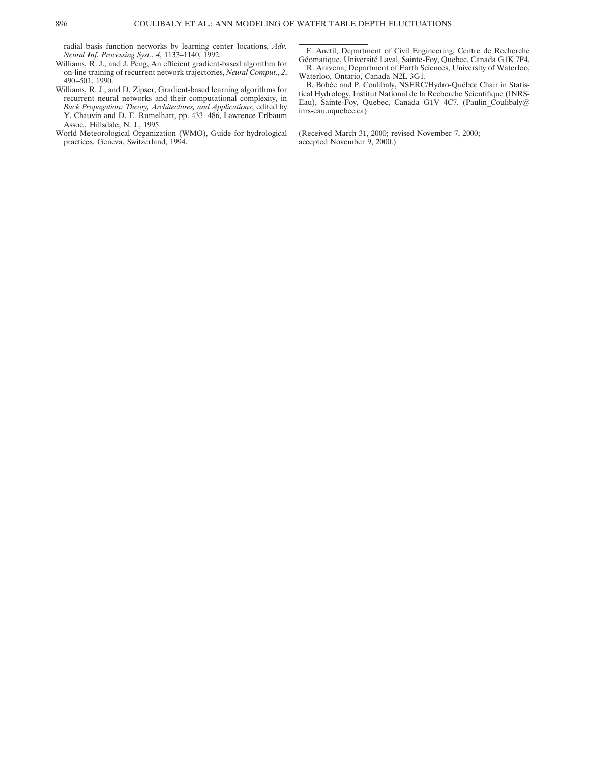radial basis function networks by learning center locations, *Adv. Neural Inf. Processing Syst*., *4*, 1133–1140, 1992.

Williams, R. J., and J. Peng, An efficient gradient-based algorithm for on-line training of recurrent network trajectories, *Neural Comput*., *2*, 490–501, 1990.

Williams, R. J., and D. Zipser, Gradient-based learning algorithms for recurrent neural networks and their computational complexity, in *Back Propagation: Theory, Architectures, and Applications*, edited by Y. Chauvin and D. E. Rumelhart, pp. 433–486, Lawrence Erlbaum Assoc., Hillsdale, N. J., 1995.

World Meteorological Organization (WMO), Guide for hydrological practices, Geneva, Switzerland, 1994.

---

F. Anctil, Department of Civil Engineering, Centre de Recherche Géomatique, Université Laval, Sainte-Foy, Quebec, Canada G1K 7P4.

R. Aravena, Department of Earth Sciences, University of Waterloo, Waterloo, Ontario, Canada N2L 3G1.

B. Bobée and P. Coulibaly, NSERC/Hydro-Québec Chair in Statistical Hydrology, Institut National de la Recherche Scientifique (INRS-Eau), Sainte-Foy, Quebec, Canada G1V 4C7. (Paulin_Coulibaly@inrs-eau.uquebec.ca)

(Received March 31, 2000; revised November 7, 2000; accepted November 9, 2000.)